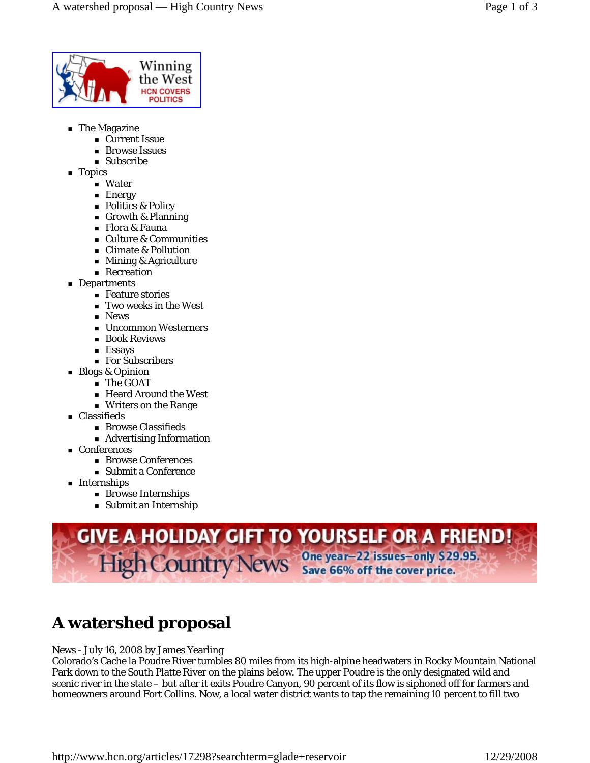- The Magazine
  - Current Issue
  - Browse Issues
  - Subscribe
- Topics
  - Water
  - Energy
  - Politics & Policy
  - Growth & Planning
  - Flora & Fauna
  - Culture & Communities
  - Climate & Pollution
  - Mining & Agriculture
  - Recreation
- Departments
  - Feature stories
  - Two weeks in the West
  - News
  - Uncommon Westerners
  - Book Reviews
  - Essays
  - For Subscribers
- Blogs & Opinion
  - The GOAT
  - Heard Around the West
  - Writers on the Range
- Classifieds
  - Browse Classifieds
  - Advertising Information
- Conferences
  - Browse Conferences
  - Submit a Conference
- Internships
  - Browse Internships
  - Submit an Internship

# A watershed proposal

News - July 16, 2008 by James Yearling

Colorado's Cache la Poudre River tumbles 80 miles from its high-alpine headwaters in Rocky Mountain National Park down to the South Platte River on the plains below. The upper Poudre is the only designated wild and scenic river in the state – but after it exits Poudre Canyon, 90 percent of its flow is siphoned off for farmers and homeowners around Fort Collins. Now, a local water district wants to tap the remaining 10 percent to fill two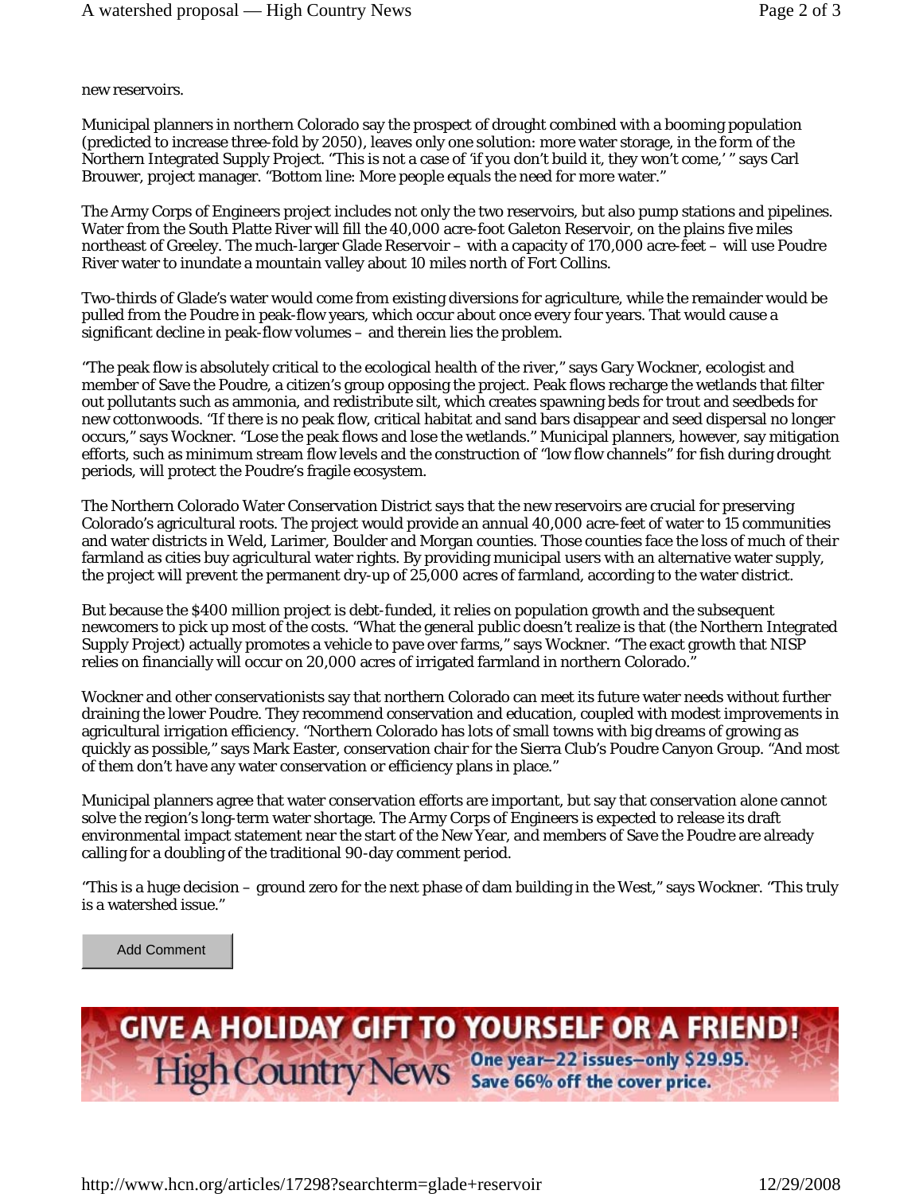new reservoirs.

Municipal planners in northern Colorado say the prospect of drought combined with a booming population (predicted to increase three-fold by 2050), leaves only one solution: more water storage, in the form of the Northern Integrated Supply Project. "This is not a case of 'if you don't build it, they won't come,' " says Carl Brouwer, project manager. "Bottom line: More people equals the need for more water."

The Army Corps of Engineers project includes not only the two reservoirs, but also pump stations and pipelines. Water from the South Platte River will fill the 40,000 acre-foot Galeton Reservoir, on the plains five miles northeast of Greeley. The much-larger Glade Reservoir – with a capacity of 170,000 acre-feet – will use Poudre River water to inundate a mountain valley about 10 miles north of Fort Collins.

Two-thirds of Glade's water would come from existing diversions for agriculture, while the remainder would be pulled from the Poudre in peak-flow years, which occur about once every four years. That would cause a significant decline in peak-flow volumes – and therein lies the problem.

"The peak flow is absolutely critical to the ecological health of the river," says Gary Wockner, ecologist and member of Save the Poudre, a citizen's group opposing the project. Peak flows recharge the wetlands that filter out pollutants such as ammonia, and redistribute silt, which creates spawning beds for trout and seedbeds for new cottonwoods. "If there is no peak flow, critical habitat and sand bars disappear and seed dispersal no longer occurs," says Wockner. "Lose the peak flows and lose the wetlands." Municipal planners, however, say mitigation efforts, such as minimum stream flow levels and the construction of "low flow channels" for fish during drought periods, will protect the Poudre's fragile ecosystem.

The Northern Colorado Water Conservation District says that the new reservoirs are crucial for preserving Colorado's agricultural roots. The project would provide an annual 40,000 acre-feet of water to 15 communities and water districts in Weld, Larimer, Boulder and Morgan counties. Those counties face the loss of much of their farmland as cities buy agricultural water rights. By providing municipal users with an alternative water supply, the project will prevent the permanent dry-up of 25,000 acres of farmland, according to the water district.

But because the $400 million project is debt-funded, it relies on population growth and the subsequent newcomers to pick up most of the costs. "What the general public doesn't realize is that (the Northern Integrated Supply Project) actually promotes a vehicle to pave over farms," says Wockner. "The exact growth that NISP relies on financially will occur on 20,000 acres of irrigated farmland in northern Colorado."

Wockner and other conservationists say that northern Colorado can meet its future water needs without further draining the lower Poudre. They recommend conservation and education, coupled with modest improvements in agricultural irrigation efficiency. "Northern Colorado has lots of small towns with big dreams of growing as quickly as possible," says Mark Easter, conservation chair for the Sierra Club's Poudre Canyon Group. "And most of them don't have any water conservation or efficiency plans in place."

Municipal planners agree that water conservation efforts are important, but say that conservation alone cannot solve the region's long-term water shortage. The Army Corps of Engineers is expected to release its draft environmental impact statement near the start of the New Year, and members of Save the Poudre are already calling for a doubling of the traditional 90-day comment period.

"This is a huge decision – ground zero for the next phase of dam building in the West," says Wockner. "This truly is a watershed issue."

Add Comment

GIVE A HOLIDAY GIFT TO YOURSELF OR A FRIEND! High Country News One year—22 issues—only $29.95. Save 66% off the cover price.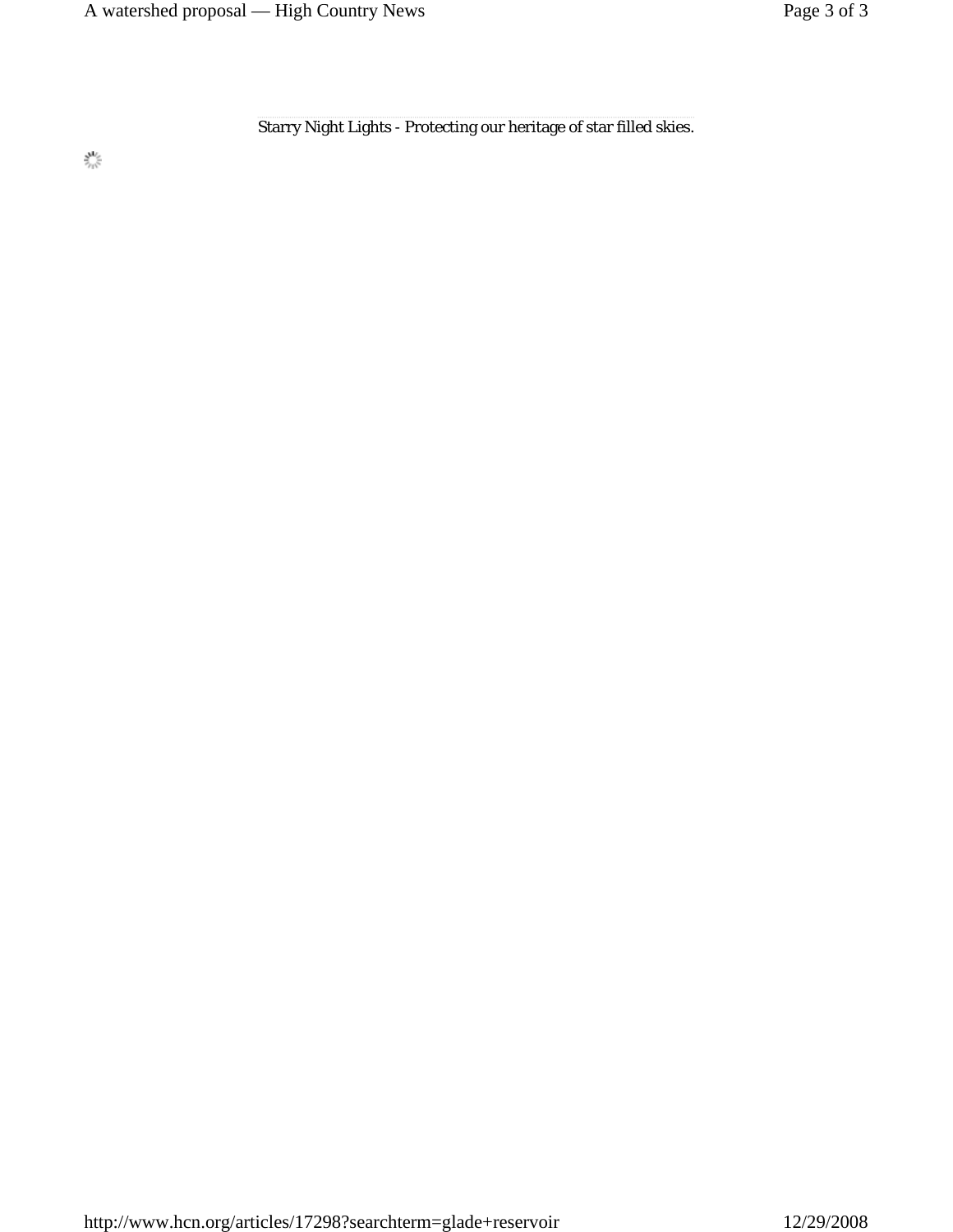Starry Night Lights - Protecting our heritage of star filled skies.